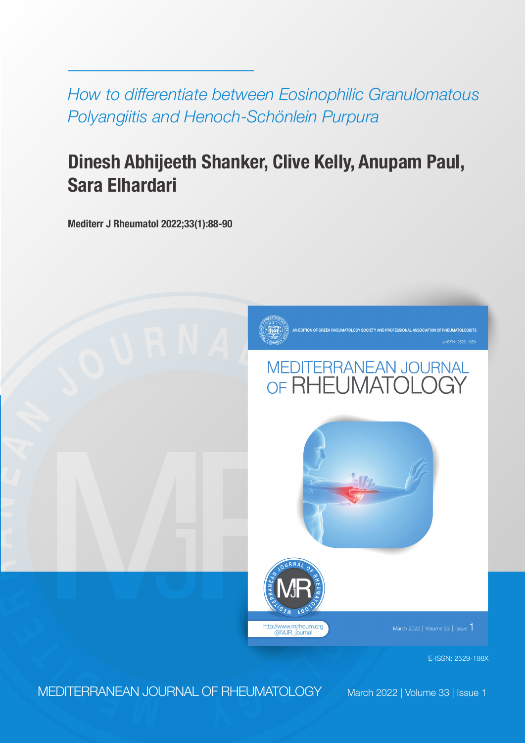*How to differentiate between Eosinophilic Granulomatous Polyangiitis and Henoch-Schönlein Purpura*

# Dinesh Abhijeeth Shanker, Clive Kelly, Anupam Paul, Sara Elhardari

**Mediterr J Rheumatol 2022;33(1):88-90**

E-ISSN: 2529-198X

MEDITERRANEAN JOURNAL OF RHEUMATOLOGY March 2022 | Volume 33 | Issue 1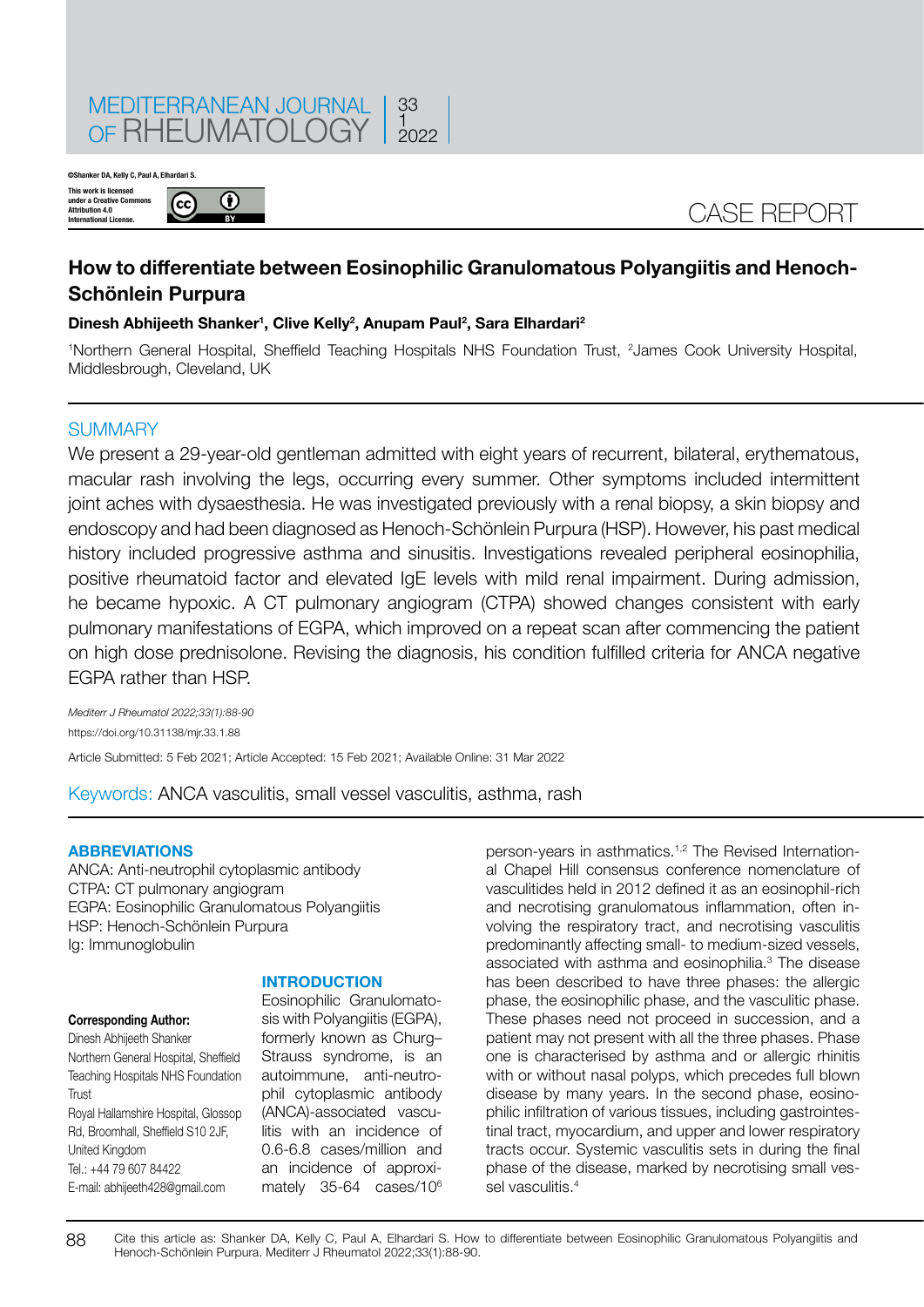CASE REPORT

# How to differentiate between Eosinophilic Granulomatous Polyangiitis and Henoch-Schönlein Purpura

**Dinesh Abhijeeth Shanker[1], Clive Kelly[2], Anupam Paul[2], Sara Elhardari[2]**

[1]Northern General Hospital, Sheffield Teaching Hospitals NHS Foundation Trust, [2]James Cook University Hospital, Middlesbrough, Cleveland, UK

©Shanker DA, Kelly C, Paul A, Elhardari S.

This work is licensed under a Creative Commons Attribution 4.0 International License.

## SUMMARY

We present a 29-year-old gentleman admitted with eight years of recurrent, bilateral, erythematous, macular rash involving the legs, occurring every summer. Other symptoms included intermittent joint aches with dysaesthesia. He was investigated previously with a renal biopsy, a skin biopsy and endoscopy and had been diagnosed as Henoch-Schönlein Purpura (HSP). However, his past medical history included progressive asthma and sinusitis. Investigations revealed peripheral eosinophilia, positive rheumatoid factor and elevated IgE levels with mild renal impairment. During admission, he became hypoxic. A CT pulmonary angiogram (CTPA) showed changes consistent with early pulmonary manifestations of EGPA, which improved on a repeat scan after commencing the patient on high dose prednisolone. Revising the diagnosis, his condition fulfilled criteria for ANCA negative EGPA rather than HSP.

*Mediterr J Rheumatol 2022;33(1):88-90*

https://doi.org/10.31138/mjr.33.1.88

Article Submitted: 5 Feb 2021; Article Accepted: 15 Feb 2021; Available Online: 31 Mar 2022

Keywords: ANCA vasculitis, small vessel vasculitis, asthma, rash

### ABBREVIATIONS

ANCA: Anti-neutrophil cytoplasmic antibody
CTPA: CT pulmonary angiogram
EGPA: Eosinophilic Granulomatous Polyangiitis
HSP: Henoch-Schönlein Purpura
Ig: Immunoglobulin

**Corresponding Author:**
Dinesh Abhijeeth Shanker
Northern General Hospital, Sheffield Teaching Hospitals NHS Foundation Trust
Royal Hallamshire Hospital, Glossop Rd, Broomhall, Sheffield S10 2JF, United Kingdom
Tel.: +44 79 607 84422
E-mail: abhijeeth428@gmail.com

## INTRODUCTION

Eosinophilic Granulomatosis with Polyangiitis (EGPA), formerly known as Churg–Strauss syndrome, is an autoimmune, anti-neutrophil cytoplasmic antibody (ANCA)-associated vasculitis with an incidence of 0.6-6.8 cases/million and an incidence of approximately 35-64 cases/$10^6$ person-years in asthmatics.[1,2] The Revised International Chapel Hill consensus conference nomenclature of vasculitides held in 2012 defined it as an eosinophil-rich and necrotising granulomatous inflammation, often involving the respiratory tract, and necrotising vasculitis predominantly affecting small- to medium-sized vessels, associated with asthma and eosinophilia.[3] The disease has been described to have three phases: the allergic phase, the eosinophilic phase, and the vasculitic phase. These phases need not proceed in succession, and a patient may not present with all the three phases. Phase one is characterised by asthma and or allergic rhinitis with or without nasal polyps, which precedes full blown disease by many years. In the second phase, eosinophilic infiltration of various tissues, including gastrointestinal tract, myocardium, and upper and lower respiratory tracts occur. Systemic vasculitis sets in during the final phase of the disease, marked by necrotising small vessel vasculitis.[4]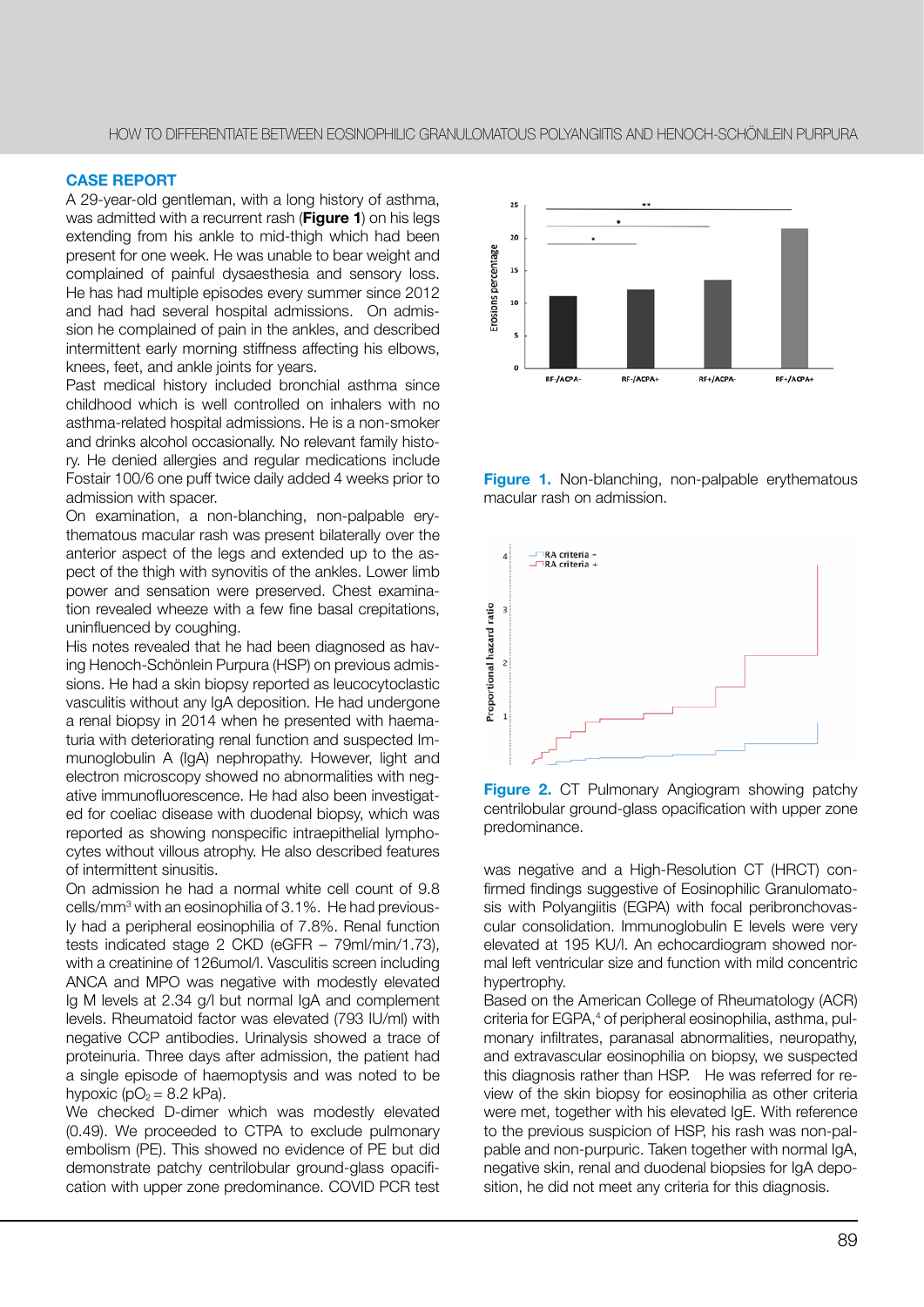## CASE REPORT

A 29-year-old gentleman, with a long history of asthma, was admitted with a recurrent rash (**Figure 1**) on his legs extending from his ankle to mid-thigh which had been present for one week. He was unable to bear weight and complained of painful dysaesthesia and sensory loss. He has had multiple episodes every summer since 2012 and had had several hospital admissions. On admission he complained of pain in the ankles, and described intermittent early morning stiffness affecting his elbows, knees, feet, and ankle joints for years.

Past medical history included bronchial asthma since childhood which is well controlled on inhalers with no asthma-related hospital admissions. He is a non-smoker and drinks alcohol occasionally. No relevant family history. He denied allergies and regular medications include Fostair 100/6 one puff twice daily added 4 weeks prior to admission with spacer.

On examination, a non-blanching, non-palpable erythematous macular rash was present bilaterally over the anterior aspect of the legs and extended up to the aspect of the thigh with synovitis of the ankles. Lower limb power and sensation were preserved. Chest examination revealed wheeze with a few fine basal crepitations, uninfluenced by coughing.

His notes revealed that he had been diagnosed as having Henoch-Schönlein Purpura (HSP) on previous admissions. He had a skin biopsy reported as leucocytoclastic vasculitis without any IgA deposition. He had undergone a renal biopsy in 2014 when he presented with haematuria with deteriorating renal function and suspected Immunoglobulin A (IgA) nephropathy. However, light and electron microscopy showed no abnormalities with negative immunofluorescence. He had also been investigated for coeliac disease with duodenal biopsy, which was reported as showing nonspecific intraepithelial lymphocytes without villous atrophy. He also described features of intermittent sinusitis.

On admission he had a normal white cell count of 9.8 cells/mm$^3$ with an eosinophilia of 3.1%. He had previously had a peripheral eosinophilia of 7.8%. Renal function tests indicated stage 2 CKD (eGFR – 79ml/min/1.73), with a creatinine of 126umol/l. Vasculitis screen including ANCA and MPO was negative with modestly elevated Ig M levels at 2.34 g/l but normal IgA and complement levels. Rheumatoid factor was elevated (793 IU/ml) with negative CCP antibodies. Urinalysis showed a trace of proteinuria. Three days after admission, the patient had a single episode of haemoptysis and was noted to be hypoxic ($pO_2$ = 8.2 kPa).

We checked D-dimer which was modestly elevated (0.49). We proceeded to CTPA to exclude pulmonary embolism (PE). This showed no evidence of PE but did demonstrate patchy centrilobular ground-glass opacification with upper zone predominance. COVID PCR test was negative and a High-Resolution CT (HRCT) confirmed findings suggestive of Eosinophilic Granulomatosis with Polyangiitis (EGPA) with focal peribronchovascular consolidation. Immunoglobulin E levels were very elevated at 195 KU/l. An echocardiogram showed normal left ventricular size and function with mild concentric hypertrophy.

Based on the American College of Rheumatology (ACR) criteria for EGPA,[4] of peripheral eosinophilia, asthma, pulmonary infiltrates, paranasal abnormalities, neuropathy, and extravascular eosinophilia on biopsy, we suspected this diagnosis rather than HSP. He was referred for review of the skin biopsy for eosinophilia as other criteria were met, together with his elevated IgE. With reference to the previous suspicion of HSP, his rash was non-palpable and non-purpuric. Taken together with normal IgA, negative skin, renal and duodenal biopsies for IgA deposition, he did not meet any criteria for this diagnosis.

**Figure 1.** Non-blanching, non-palpable erythematous macular rash on admission.

**Figure 2.** CT Pulmonary Angiogram showing patchy centrilobular ground-glass opacification with upper zone predominance.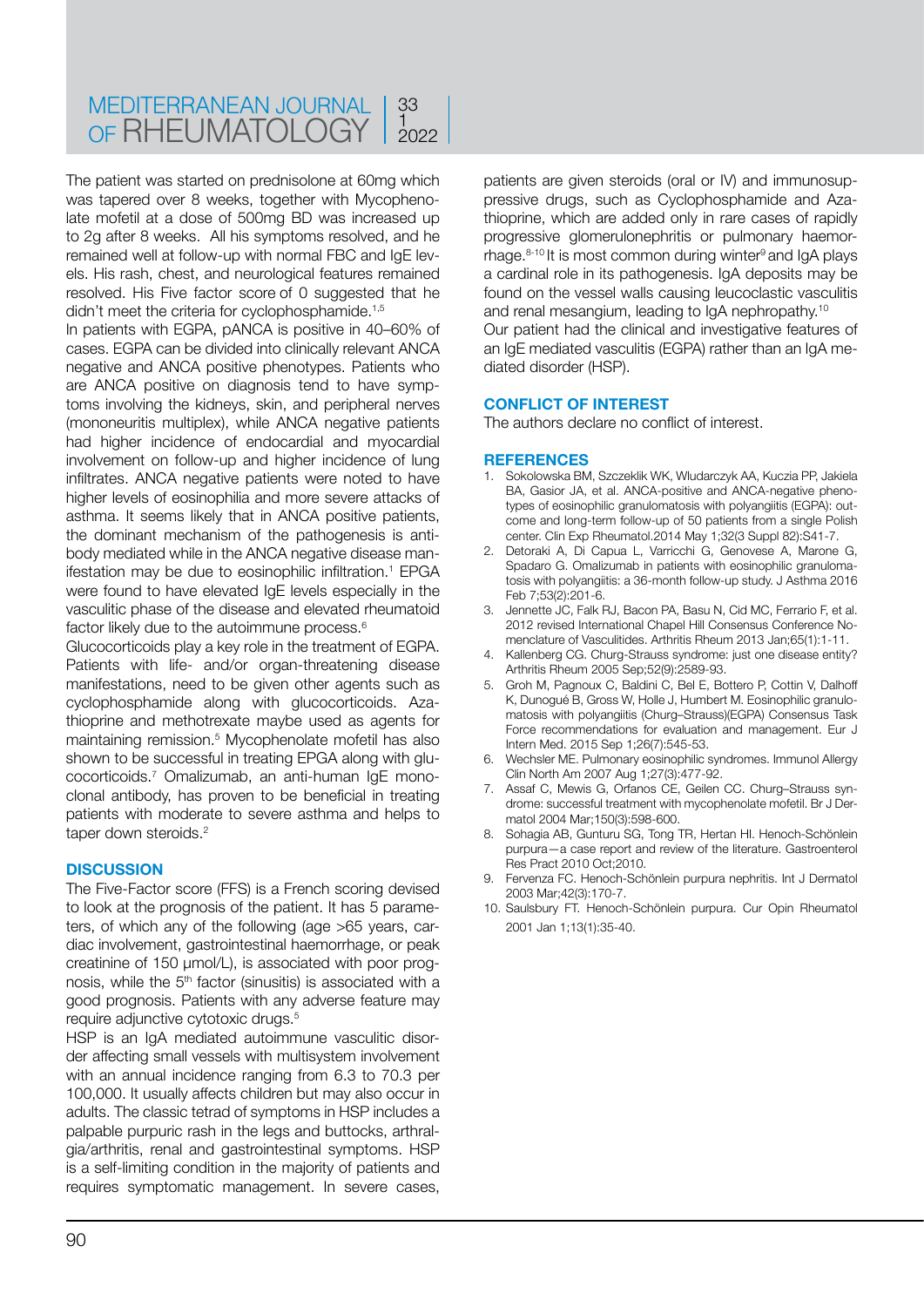The patient was started on prednisolone at 60mg which was tapered over 8 weeks, together with Mycophenolate mofetil at a dose of 500mg BD was increased up to 2g after 8 weeks. All his symptoms resolved, and he remained well at follow-up with normal FBC and IgE levels. His rash, chest, and neurological features remained resolved. His Five factor score of 0 suggested that he didn't meet the criteria for cyclophosphamide.[1,5]

In patients with EGPA, pANCA is positive in 40–60% of cases. EGPA can be divided into clinically relevant ANCA negative and ANCA positive phenotypes. Patients who are ANCA positive on diagnosis tend to have symptoms involving the kidneys, skin, and peripheral nerves (mononeuritis multiplex), while ANCA negative patients had higher incidence of endocardial and myocardial involvement on follow-up and higher incidence of lung infiltrates. ANCA negative patients were noted to have higher levels of eosinophilia and more severe attacks of asthma. It seems likely that in ANCA positive patients, the dominant mechanism of the pathogenesis is antibody mediated while in the ANCA negative disease manifestation may be due to eosinophilic infiltration.[1] EPGA were found to have elevated IgE levels especially in the vasculitic phase of the disease and elevated rheumatoid factor likely due to the autoimmune process.[6]

Glucocorticoids play a key role in the treatment of EGPA. Patients with life- and/or organ-threatening disease manifestations, need to be given other agents such as cyclophosphamide along with glucocorticoids. Azathioprine and methotrexate maybe used as agents for maintaining remission.[5] Mycophenolate mofetil has also shown to be successful in treating EPGA along with glucocorticoids.[7] Omalizumab, an anti-human IgE monoclonal antibody, has proven to be beneficial in treating patients with moderate to severe asthma and helps to taper down steroids.[2]

## DISCUSSION

The Five-Factor score (FFS) is a French scoring devised to look at the prognosis of the patient. It has 5 parameters, of which any of the following (age >65 years, cardiac involvement, gastrointestinal haemorrhage, or peak creatinine of 150 µmol/L), is associated with poor prognosis, while the 5th factor (sinusitis) is associated with a good prognosis. Patients with any adverse feature may require adjunctive cytotoxic drugs.[5]

HSP is an IgA mediated autoimmune vasculitic disorder affecting small vessels with multisystem involvement with an annual incidence ranging from 6.3 to 70.3 per 100,000. It usually affects children but may also occur in adults. The classic tetrad of symptoms in HSP includes a palpable purpuric rash in the legs and buttocks, arthralgia/arthritis, renal and gastrointestinal symptoms. HSP is a self-limiting condition in the majority of patients and requires symptomatic management. In severe cases, patients are given steroids (oral or IV) and immunosuppressive drugs, such as Cyclophosphamide and Azathioprine, which are added only in rare cases of rapidly progressive glomerulonephritis or pulmonary haemorrhage.[8-10] It is most common during winter[9] and IgA plays a cardinal role in its pathogenesis. IgA deposits may be found on the vessel walls causing leucoclastic vasculitis and renal mesangium, leading to IgA nephropathy.[10]

Our patient had the clinical and investigative features of an IgE mediated vasculitis (EGPA) rather than an IgA mediated disorder (HSP).

## CONFLICT OF INTEREST

The authors declare no conflict of interest.

## REFERENCES

1. Sokolowska BM, Szczeklik WK, Wludarczyk AA, Kuczia PP, Jakiela BA, Gasior JA, et al. ANCA-positive and ANCA-negative phenotypes of eosinophilic granulomatosis with polyangiitis (EGPA): outcome and long-term follow-up of 50 patients from a single Polish center. Clin Exp Rheumatol.2014 May 1;32(3 Suppl 82):S41-7.
2. Detoraki A, Di Capua L, Varricchi G, Genovese A, Marone G, Spadaro G. Omalizumab in patients with eosinophilic granulomatosis with polyangiitis: a 36-month follow-up study. J Asthma 2016 Feb 7;53(2):201-6.
3. Jennette JC, Falk RJ, Bacon PA, Basu N, Cid MC, Ferrario F, et al. 2012 revised International Chapel Hill Consensus Conference Nomenclature of Vasculitides. Arthritis Rheum 2013 Jan;65(1):1-11.
4. Kallenberg CG. Churg-Strauss syndrome: just one disease entity? Arthritis Rheum 2005 Sep;52(9):2589-93.
5. Groh M, Pagnoux C, Baldini C, Bel E, Bottero P, Cottin V, Dalhoff K, Dunogué B, Gross W, Holle J, Humbert M. Eosinophilic granulomatosis with polyangiitis (Churg–Strauss)(EGPA) Consensus Task Force recommendations for evaluation and management. Eur J Intern Med. 2015 Sep 1;26(7):545-53.
6. Wechsler ME. Pulmonary eosinophilic syndromes. Immunol Allergy Clin North Am 2007 Aug 1;27(3):477-92.
7. Assaf C, Mewis G, Orfanos CE, Geilen CC. Churg–Strauss syndrome: successful treatment with mycophenolate mofetil. Br J Dermatol 2004 Mar;150(3):598-600.
8. Sohagia AB, Gunturu SG, Tong TR, Hertan HI. Henoch-Schönlein purpura—a case report and review of the literature. Gastroenterol Res Pract 2010 Oct;2010.
9. Fervenza FC. Henoch-Schönlein purpura nephritis. Int J Dermatol 2003 Mar;42(3):170-7.
10. Saulsbury FT. Henoch-Schönlein purpura. Cur Opin Rheumatol 2001 Jan 1;13(1):35-40.